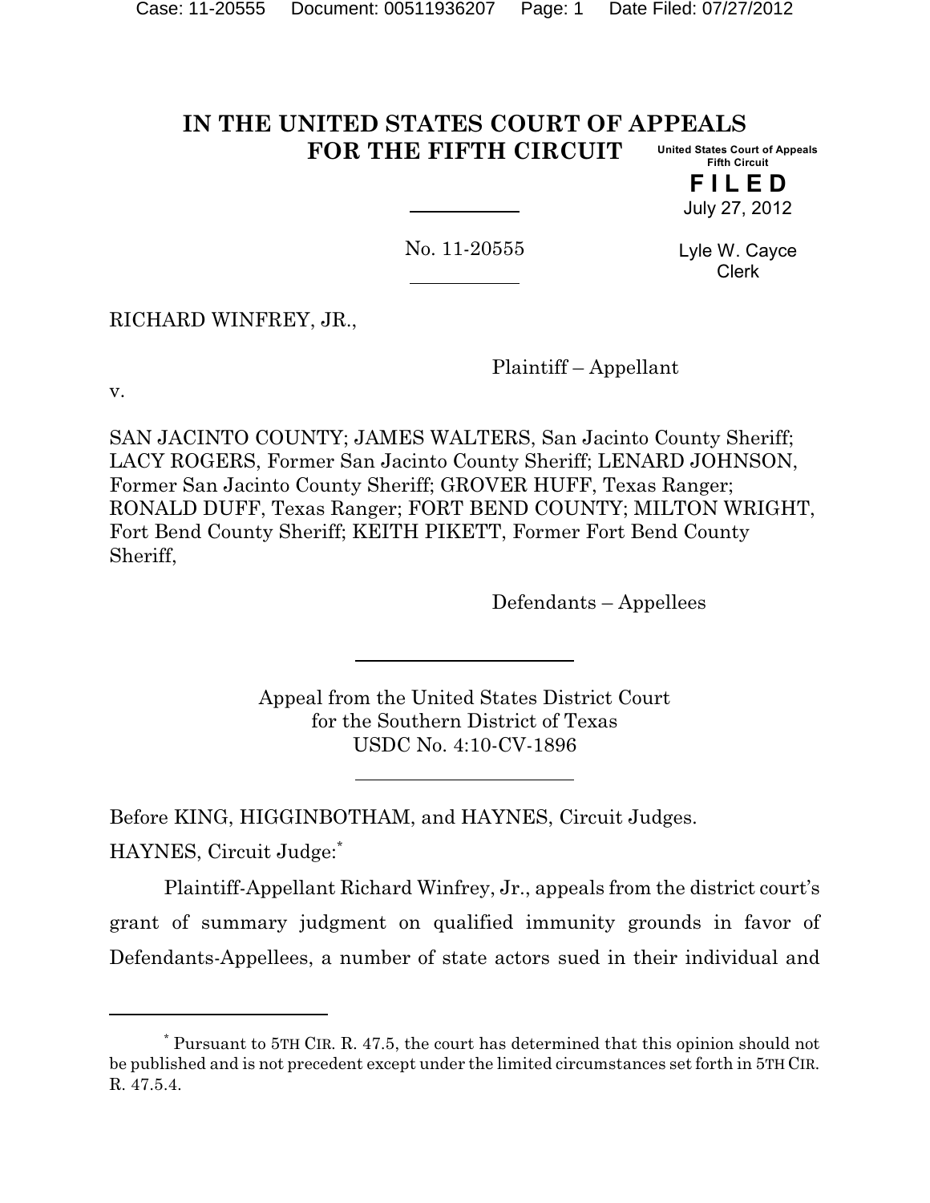# IN THE UNITED STATES COURT OF APPEALS FOR THE FIFTH CIRCUIT

United States Court of Appeals
Fifth Circuit

**F I L E D**

July 27, 2012

Lyle W. Cayce
Clerk

No. 11-20555

RICHARD WINFREY, JR.,

Plaintiff – Appellant

v.

SAN JACINTO COUNTY; JAMES WALTERS, San Jacinto County Sheriff; LACY ROGERS, Former San Jacinto County Sheriff; LENARD JOHNSON, Former San Jacinto County Sheriff; GROVER HUFF, Texas Ranger; RONALD DUFF, Texas Ranger; FORT BEND COUNTY; MILTON WRIGHT, Fort Bend County Sheriff; KEITH PIKETT, Former Fort Bend County Sheriff,

Defendants – Appellees

Appeal from the United States District Court
for the Southern District of Texas
USDC No. 4:10-CV-1896

Before KING, HIGGINBOTHAM, and HAYNES, Circuit Judges.

HAYNES, Circuit Judge:[*]

Plaintiff-Appellant Richard Winfrey, Jr., appeals from the district court's grant of summary judgment on qualified immunity grounds in favor of Defendants-Appellees, a number of state actors sued in their individual and

---

[*] Pursuant to 5TH CIR. R. 47.5, the court has determined that this opinion should not be published and is not precedent except under the limited circumstances set forth in 5TH CIR. R. 47.5.4.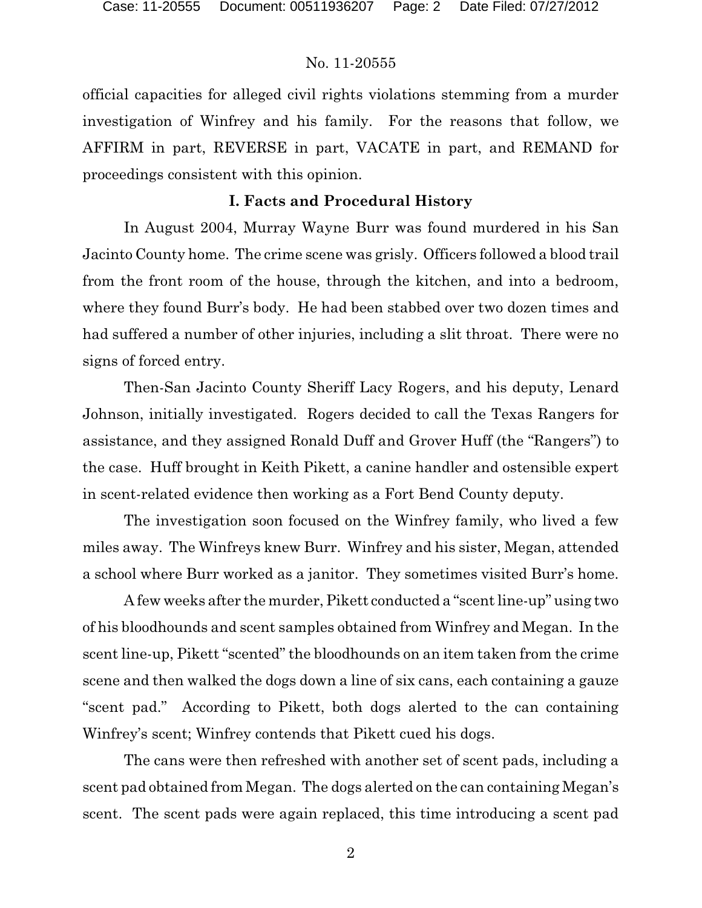official capacities for alleged civil rights violations stemming from a murder investigation of Winfrey and his family. For the reasons that follow, we AFFIRM in part, REVERSE in part, VACATE in part, and REMAND for proceedings consistent with this opinion.

## I. Facts and Procedural History

In August 2004, Murray Wayne Burr was found murdered in his San Jacinto County home. The crime scene was grisly. Officers followed a blood trail from the front room of the house, through the kitchen, and into a bedroom, where they found Burr's body. He had been stabbed over two dozen times and had suffered a number of other injuries, including a slit throat. There were no signs of forced entry.

Then-San Jacinto County Sheriff Lacy Rogers, and his deputy, Lenard Johnson, initially investigated. Rogers decided to call the Texas Rangers for assistance, and they assigned Ronald Duff and Grover Huff (the "Rangers") to the case. Huff brought in Keith Pikett, a canine handler and ostensible expert in scent-related evidence then working as a Fort Bend County deputy.

The investigation soon focused on the Winfrey family, who lived a few miles away. The Winfreys knew Burr. Winfrey and his sister, Megan, attended a school where Burr worked as a janitor. They sometimes visited Burr's home.

A few weeks after the murder, Pikett conducted a "scent line-up" using two of his bloodhounds and scent samples obtained from Winfrey and Megan. In the scent line-up, Pikett "scented" the bloodhounds on an item taken from the crime scene and then walked the dogs down a line of six cans, each containing a gauze "scent pad." According to Pikett, both dogs alerted to the can containing Winfrey's scent; Winfrey contends that Pikett cued his dogs.

The cans were then refreshed with another set of scent pads, including a scent pad obtained from Megan. The dogs alerted on the can containing Megan's scent. The scent pads were again replaced, this time introducing a scent pad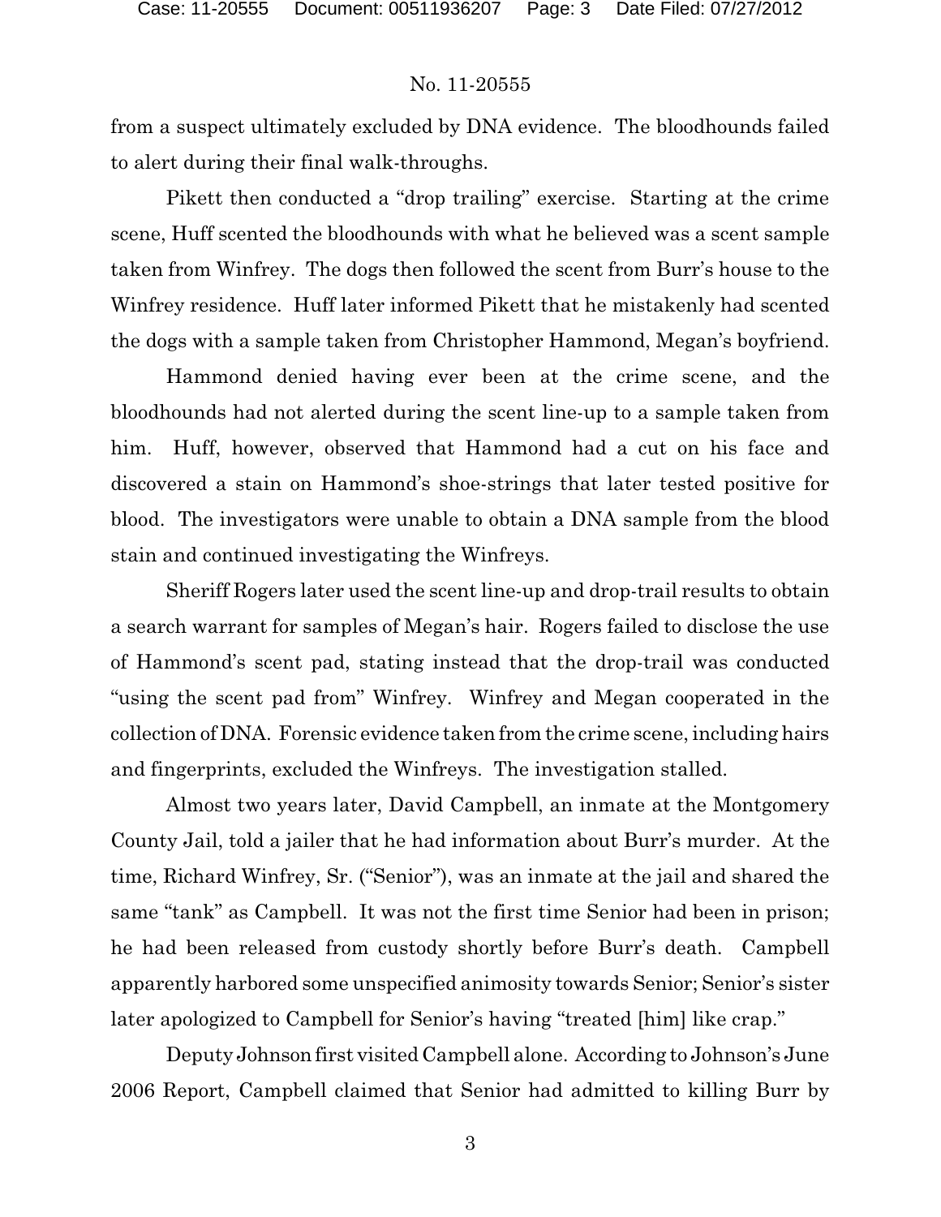from a suspect ultimately excluded by DNA evidence. The bloodhounds failed to alert during their final walk-throughs.

Pikett then conducted a "drop trailing" exercise. Starting at the crime scene, Huff scented the bloodhounds with what he believed was a scent sample taken from Winfrey. The dogs then followed the scent from Burr's house to the Winfrey residence. Huff later informed Pikett that he mistakenly had scented the dogs with a sample taken from Christopher Hammond, Megan's boyfriend.

Hammond denied having ever been at the crime scene, and the bloodhounds had not alerted during the scent line-up to a sample taken from him. Huff, however, observed that Hammond had a cut on his face and discovered a stain on Hammond's shoe-strings that later tested positive for blood. The investigators were unable to obtain a DNA sample from the blood stain and continued investigating the Winfreys.

Sheriff Rogers later used the scent line-up and drop-trail results to obtain a search warrant for samples of Megan's hair. Rogers failed to disclose the use of Hammond's scent pad, stating instead that the drop-trail was conducted "using the scent pad from" Winfrey. Winfrey and Megan cooperated in the collection of DNA. Forensic evidence taken from the crime scene, including hairs and fingerprints, excluded the Winfreys. The investigation stalled.

Almost two years later, David Campbell, an inmate at the Montgomery County Jail, told a jailer that he had information about Burr's murder. At the time, Richard Winfrey, Sr. ("Senior"), was an inmate at the jail and shared the same "tank" as Campbell. It was not the first time Senior had been in prison; he had been released from custody shortly before Burr's death. Campbell apparently harbored some unspecified animosity towards Senior; Senior's sister later apologized to Campbell for Senior's having "treated [him] like crap."

Deputy Johnson first visited Campbell alone. According to Johnson's June 2006 Report, Campbell claimed that Senior had admitted to killing Burr by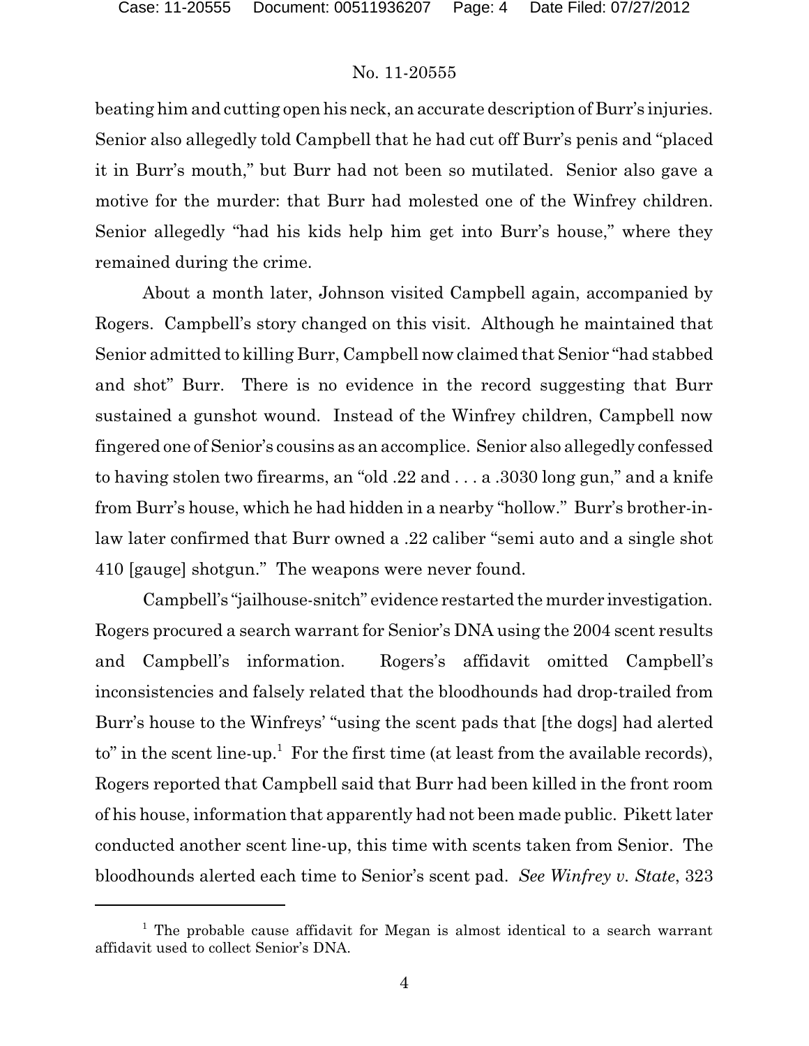beating him and cutting open his neck, an accurate description of Burr's injuries. Senior also allegedly told Campbell that he had cut off Burr's penis and "placed it in Burr's mouth," but Burr had not been so mutilated. Senior also gave a motive for the murder: that Burr had molested one of the Winfrey children. Senior allegedly "had his kids help him get into Burr's house," where they remained during the crime.

About a month later, Johnson visited Campbell again, accompanied by Rogers. Campbell's story changed on this visit. Although he maintained that Senior admitted to killing Burr, Campbell now claimed that Senior "had stabbed and shot" Burr. There is no evidence in the record suggesting that Burr sustained a gunshot wound. Instead of the Winfrey children, Campbell now fingered one of Senior's cousins as an accomplice. Senior also allegedly confessed to having stolen two firearms, an "old .22 and . . . a .3030 long gun," and a knife from Burr's house, which he had hidden in a nearby "hollow." Burr's brother-in-law later confirmed that Burr owned a .22 caliber "semi auto and a single shot 410 [gauge] shotgun." The weapons were never found.

Campbell's "jailhouse-snitch" evidence restarted the murder investigation. Rogers procured a search warrant for Senior's DNA using the 2004 scent results and Campbell's information. Rogers's affidavit omitted Campbell's inconsistencies and falsely related that the bloodhounds had drop-trailed from Burr's house to the Winfreys' "using the scent pads that [the dogs] had alerted to" in the scent line-up.[1] For the first time (at least from the available records), Rogers reported that Campbell said that Burr had been killed in the front room of his house, information that apparently had not been made public. Pikett later conducted another scent line-up, this time with scents taken from Senior. The bloodhounds alerted each time to Senior's scent pad. *See Winfrey v. State*, 323

[1] The probable cause affidavit for Megan is almost identical to a search warrant affidavit used to collect Senior's DNA.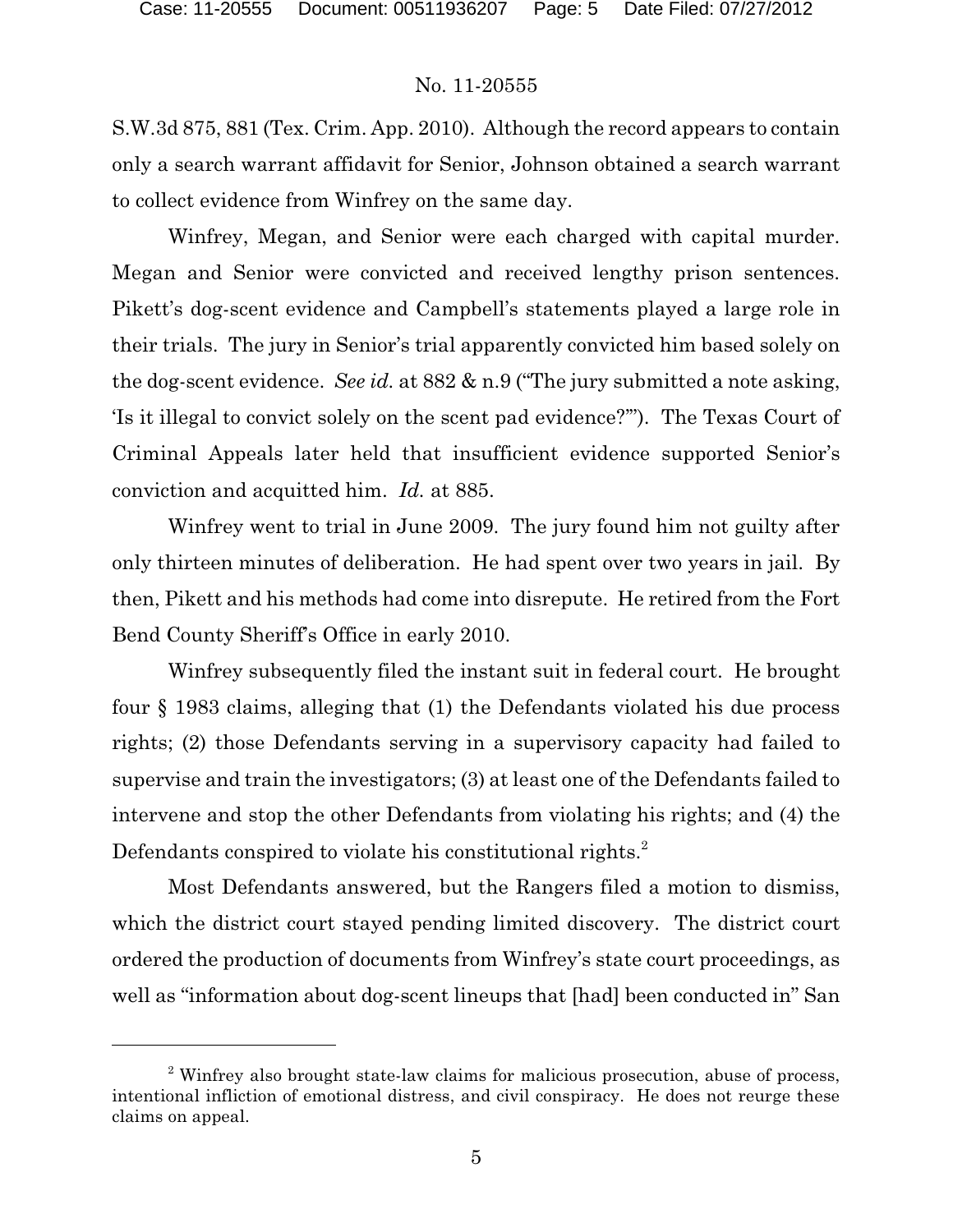S.W.3d 875, 881 (Tex. Crim. App. 2010). Although the record appears to contain only a search warrant affidavit for Senior, Johnson obtained a search warrant to collect evidence from Winfrey on the same day.

Winfrey, Megan, and Senior were each charged with capital murder. Megan and Senior were convicted and received lengthy prison sentences. Pikett's dog-scent evidence and Campbell's statements played a large role in their trials. The jury in Senior's trial apparently convicted him based solely on the dog-scent evidence. *See id.* at 882 & n.9 ("The jury submitted a note asking, 'Is it illegal to convict solely on the scent pad evidence?'"). The Texas Court of Criminal Appeals later held that insufficient evidence supported Senior's conviction and acquitted him. *Id.* at 885.

Winfrey went to trial in June 2009. The jury found him not guilty after only thirteen minutes of deliberation. He had spent over two years in jail. By then, Pikett and his methods had come into disrepute. He retired from the Fort Bend County Sheriff's Office in early 2010.

Winfrey subsequently filed the instant suit in federal court. He brought four § 1983 claims, alleging that (1) the Defendants violated his due process rights; (2) those Defendants serving in a supervisory capacity had failed to supervise and train the investigators; (3) at least one of the Defendants failed to intervene and stop the other Defendants from violating his rights; and (4) the Defendants conspired to violate his constitutional rights.[2]

Most Defendants answered, but the Rangers filed a motion to dismiss, which the district court stayed pending limited discovery. The district court ordered the production of documents from Winfrey's state court proceedings, as well as "information about dog-scent lineups that [had] been conducted in" San

[2] Winfrey also brought state-law claims for malicious prosecution, abuse of process, intentional infliction of emotional distress, and civil conspiracy. He does not reurge these claims on appeal.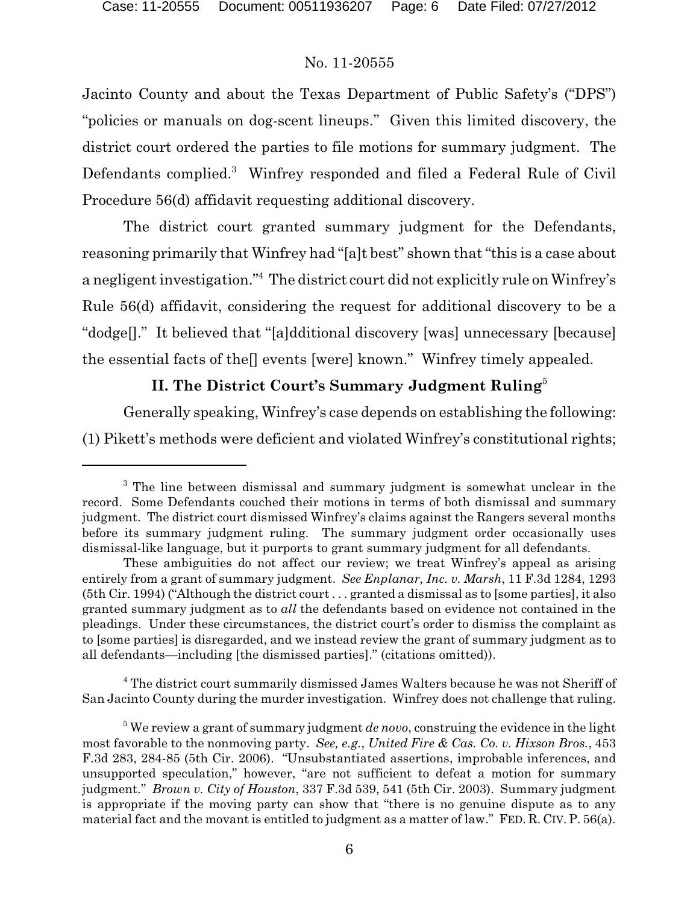Jacinto County and about the Texas Department of Public Safety's ("DPS") "policies or manuals on dog-scent lineups." Given this limited discovery, the district court ordered the parties to file motions for summary judgment. The Defendants complied.[3] Winfrey responded and filed a Federal Rule of Civil Procedure 56(d) affidavit requesting additional discovery.

The district court granted summary judgment for the Defendants, reasoning primarily that Winfrey had "[a]t best" shown that "this is a case about a negligent investigation."[4] The district court did not explicitly rule on Winfrey's Rule 56(d) affidavit, considering the request for additional discovery to be a "dodge[]." It believed that "[a]dditional discovery [was] unnecessary [because] the essential facts of the[] events [were] known." Winfrey timely appealed.

## II. The District Court's Summary Judgment Ruling[5]

Generally speaking, Winfrey's case depends on establishing the following: (1) Pikett's methods were deficient and violated Winfrey's constitutional rights;

---

[3] The line between dismissal and summary judgment is somewhat unclear in the record. Some Defendants couched their motions in terms of both dismissal and summary judgment. The district court dismissed Winfrey's claims against the Rangers several months before its summary judgment ruling. The summary judgment order occasionally uses dismissal-like language, but it purports to grant summary judgment for all defendants.

These ambiguities do not affect our review; we treat Winfrey's appeal as arising entirely from a grant of summary judgment. *See Enplanar, Inc. v. Marsh*, 11 F.3d 1284, 1293 (5th Cir. 1994) ("Although the district court . . . granted a dismissal as to [some parties], it also granted summary judgment as to *all* the defendants based on evidence not contained in the pleadings. Under these circumstances, the district court's order to dismiss the complaint as to [some parties] is disregarded, and we instead review the grant of summary judgment as to all defendants—including [the dismissed parties]." (citations omitted)).

[4] The district court summarily dismissed James Walters because he was not Sheriff of San Jacinto County during the murder investigation. Winfrey does not challenge that ruling.

[5] We review a grant of summary judgment *de novo*, construing the evidence in the light most favorable to the nonmoving party. *See, e.g.*, *United Fire & Cas. Co. v. Hixson Bros.*, 453 F.3d 283, 284-85 (5th Cir. 2006). "Unsubstantiated assertions, improbable inferences, and unsupported speculation," however, "are not sufficient to defeat a motion for summary judgment." *Brown v. City of Houston*, 337 F.3d 539, 541 (5th Cir. 2003). Summary judgment is appropriate if the moving party can show that "there is no genuine dispute as to any material fact and the movant is entitled to judgment as a matter of law." FED. R. CIV. P. 56(a).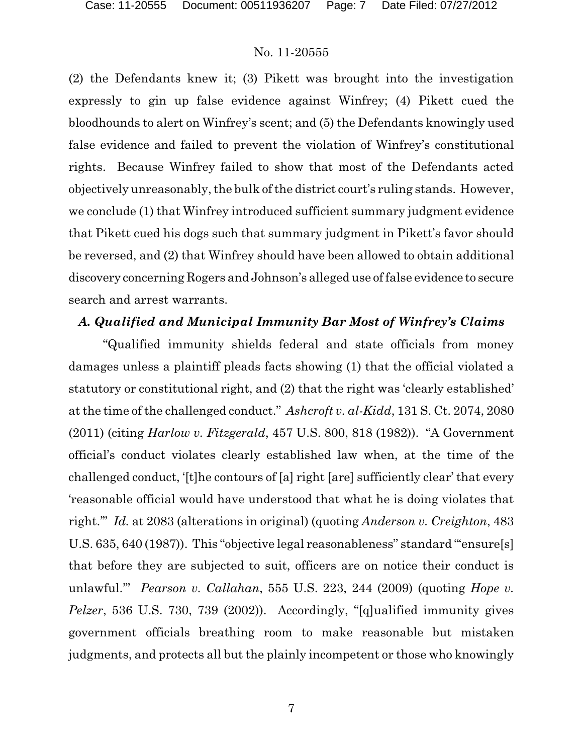(2) the Defendants knew it; (3) Pikett was brought into the investigation expressly to gin up false evidence against Winfrey; (4) Pikett cued the bloodhounds to alert on Winfrey's scent; and (5) the Defendants knowingly used false evidence and failed to prevent the violation of Winfrey's constitutional rights. Because Winfrey failed to show that most of the Defendants acted objectively unreasonably, the bulk of the district court's ruling stands. However, we conclude (1) that Winfrey introduced sufficient summary judgment evidence that Pikett cued his dogs such that summary judgment in Pikett's favor should be reversed, and (2) that Winfrey should have been allowed to obtain additional discovery concerning Rogers and Johnson's alleged use of false evidence to secure search and arrest warrants.

### *A. Qualified and Municipal Immunity Bar Most of Winfrey's Claims*

"Qualified immunity shields federal and state officials from money damages unless a plaintiff pleads facts showing (1) that the official violated a statutory or constitutional right, and (2) that the right was 'clearly established' at the time of the challenged conduct." *Ashcroft v. al-Kidd*, 131 S. Ct. 2074, 2080 (2011) (citing *Harlow v. Fitzgerald*, 457 U.S. 800, 818 (1982)). "A Government official's conduct violates clearly established law when, at the time of the challenged conduct, '[t]he contours of [a] right [are] sufficiently clear' that every 'reasonable official would have understood that what he is doing violates that right.'" *Id.* at 2083 (alterations in original) (quoting *Anderson v. Creighton*, 483 U.S. 635, 640 (1987)). This "objective legal reasonableness" standard "'ensure[s] that before they are subjected to suit, officers are on notice their conduct is unlawful.'" *Pearson v. Callahan*, 555 U.S. 223, 244 (2009) (quoting *Hope v. Pelzer*, 536 U.S. 730, 739 (2002)). Accordingly, "[q]ualified immunity gives government officials breathing room to make reasonable but mistaken judgments, and protects all but the plainly incompetent or those who knowingly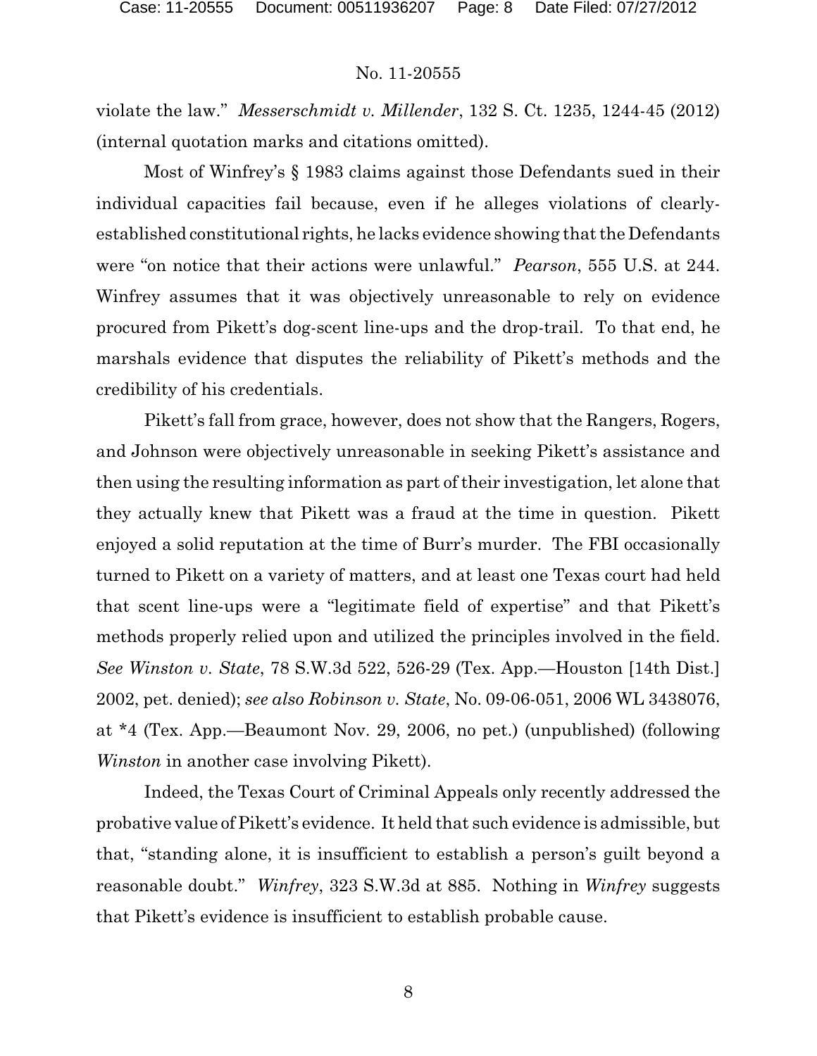violate the law." *Messerschmidt v. Millender*, 132 S. Ct. 1235, 1244-45 (2012) (internal quotation marks and citations omitted).

Most of Winfrey's § 1983 claims against those Defendants sued in their individual capacities fail because, even if he alleges violations of clearly-established constitutional rights, he lacks evidence showing that the Defendants were "on notice that their actions were unlawful." *Pearson*, 555 U.S. at 244. Winfrey assumes that it was objectively unreasonable to rely on evidence procured from Pikett's dog-scent line-ups and the drop-trail. To that end, he marshals evidence that disputes the reliability of Pikett's methods and the credibility of his credentials.

Pikett's fall from grace, however, does not show that the Rangers, Rogers, and Johnson were objectively unreasonable in seeking Pikett's assistance and then using the resulting information as part of their investigation, let alone that they actually knew that Pikett was a fraud at the time in question. Pikett enjoyed a solid reputation at the time of Burr's murder. The FBI occasionally turned to Pikett on a variety of matters, and at least one Texas court had held that scent line-ups were a "legitimate field of expertise" and that Pikett's methods properly relied upon and utilized the principles involved in the field. *See Winston v. State*, 78 S.W.3d 522, 526-29 (Tex. App.—Houston [14th Dist.] 2002, pet. denied); *see also Robinson v. State*, No. 09-06-051, 2006 WL 3438076, at *4 (Tex. App.—Beaumont Nov. 29, 2006, no pet.) (unpublished) (following *Winston* in another case involving Pikett).

Indeed, the Texas Court of Criminal Appeals only recently addressed the probative value of Pikett's evidence. It held that such evidence is admissible, but that, "standing alone, it is insufficient to establish a person's guilt beyond a reasonable doubt." *Winfrey*, 323 S.W.3d at 885. Nothing in *Winfrey* suggests that Pikett's evidence is insufficient to establish probable cause.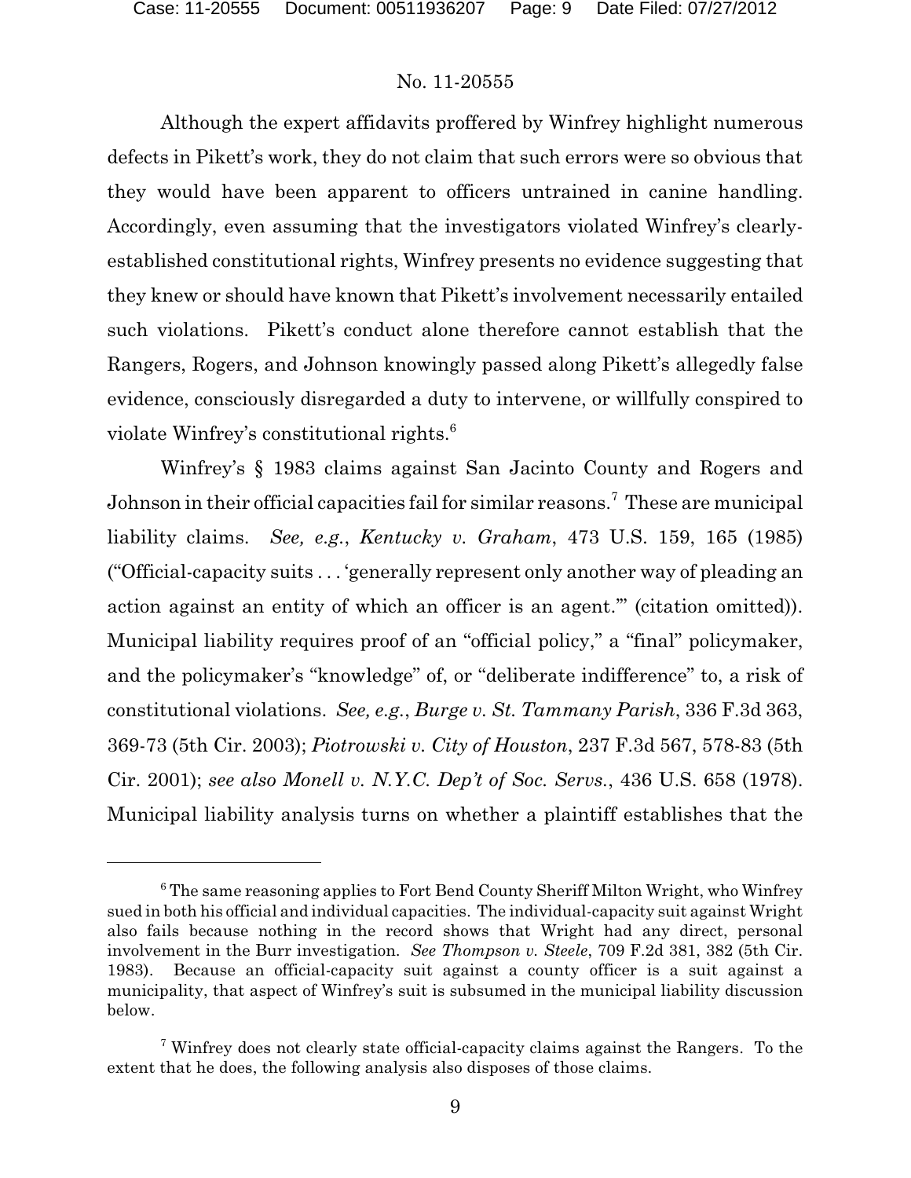Although the expert affidavits proffered by Winfrey highlight numerous defects in Pikett's work, they do not claim that such errors were so obvious that they would have been apparent to officers untrained in canine handling. Accordingly, even assuming that the investigators violated Winfrey's clearly-established constitutional rights, Winfrey presents no evidence suggesting that they knew or should have known that Pikett's involvement necessarily entailed such violations. Pikett's conduct alone therefore cannot establish that the Rangers, Rogers, and Johnson knowingly passed along Pikett's allegedly false evidence, consciously disregarded a duty to intervene, or willfully conspired to violate Winfrey's constitutional rights.[6]

Winfrey's § 1983 claims against San Jacinto County and Rogers and Johnson in their official capacities fail for similar reasons.[7] These are municipal liability claims. *See, e.g.*, *Kentucky v. Graham*, 473 U.S. 159, 165 (1985) ("Official-capacity suits . . . 'generally represent only another way of pleading an action against an entity of which an officer is an agent.'" (citation omitted)). Municipal liability requires proof of an "official policy," a "final" policymaker, and the policymaker's "knowledge" of, or "deliberate indifference" to, a risk of constitutional violations. *See, e.g.*, *Burge v. St. Tammany Parish*, 336 F.3d 363, 369-73 (5th Cir. 2003); *Piotrowski v. City of Houston*, 237 F.3d 567, 578-83 (5th Cir. 2001); *see also Monell v. N.Y.C. Dep't of Soc. Servs.*, 436 U.S. 658 (1978). Municipal liability analysis turns on whether a plaintiff establishes that the

---

[6] The same reasoning applies to Fort Bend County Sheriff Milton Wright, who Winfrey sued in both his official and individual capacities. The individual-capacity suit against Wright also fails because nothing in the record shows that Wright had any direct, personal involvement in the Burr investigation. *See Thompson v. Steele*, 709 F.2d 381, 382 (5th Cir. 1983). Because an official-capacity suit against a county officer is a suit against a municipality, that aspect of Winfrey's suit is subsumed in the municipal liability discussion below.

[7] Winfrey does not clearly state official-capacity claims against the Rangers. To the extent that he does, the following analysis also disposes of those claims.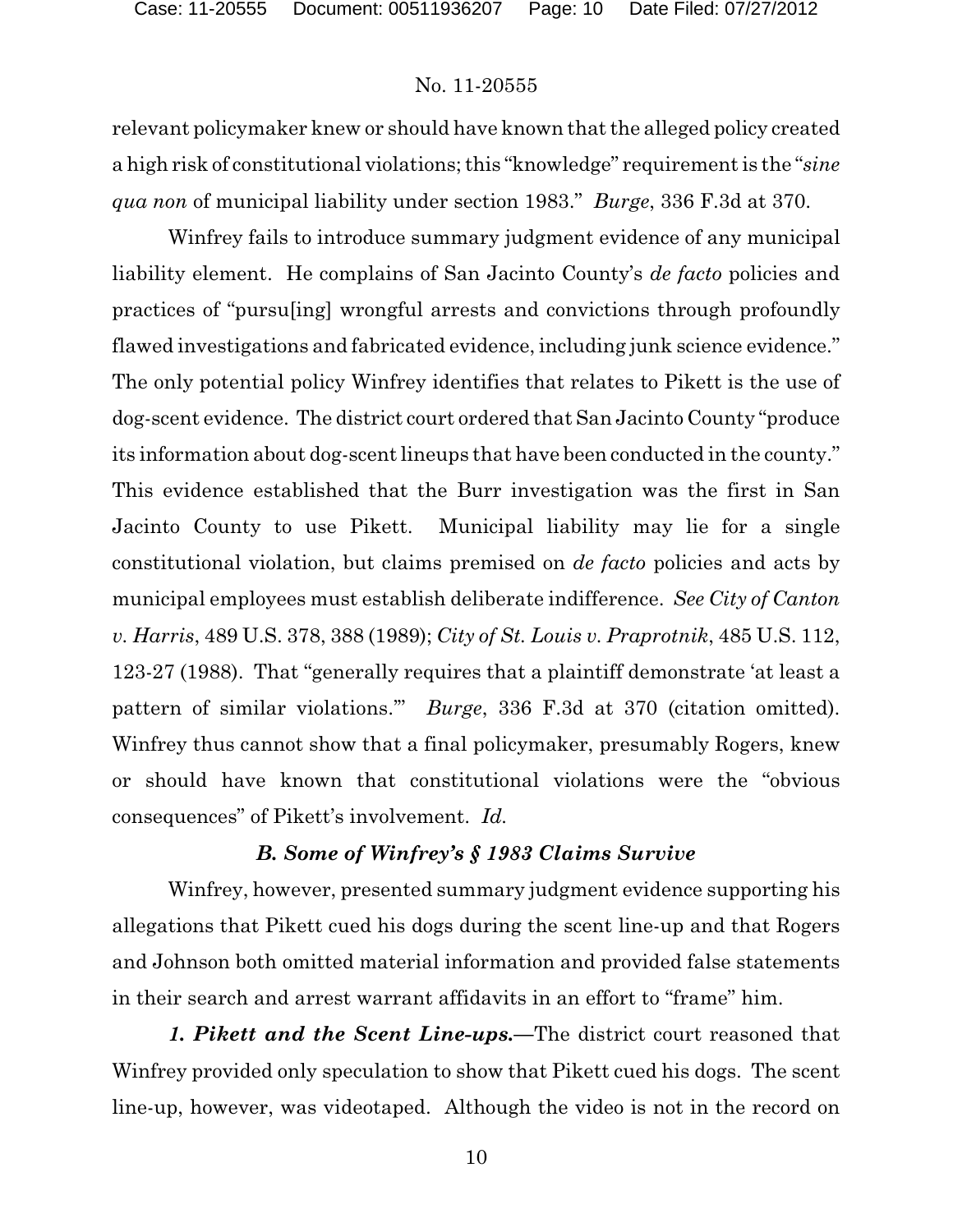relevant policymaker knew or should have known that the alleged policy created a high risk of constitutional violations; this "knowledge" requirement is the "*sine qua non* of municipal liability under section 1983." *Burge*, 336 F.3d at 370.

Winfrey fails to introduce summary judgment evidence of any municipal liability element. He complains of San Jacinto County's *de facto* policies and practices of "pursu[ing] wrongful arrests and convictions through profoundly flawed investigations and fabricated evidence, including junk science evidence." The only potential policy Winfrey identifies that relates to Pikett is the use of dog-scent evidence. The district court ordered that San Jacinto County "produce its information about dog-scent lineups that have been conducted in the county." This evidence established that the Burr investigation was the first in San Jacinto County to use Pikett. Municipal liability may lie for a single constitutional violation, but claims premised on *de facto* policies and acts by municipal employees must establish deliberate indifference. *See City of Canton v. Harris*, 489 U.S. 378, 388 (1989); *City of St. Louis v. Praprotnik*, 485 U.S. 112, 123-27 (1988). That "generally requires that a plaintiff demonstrate 'at least a pattern of similar violations.'" *Burge*, 336 F.3d at 370 (citation omitted). Winfrey thus cannot show that a final policymaker, presumably Rogers, knew or should have known that constitutional violations were the "obvious consequences" of Pikett's involvement. *Id.*

### *B. Some of Winfrey's § 1983 Claims Survive*

Winfrey, however, presented summary judgment evidence supporting his allegations that Pikett cued his dogs during the scent line-up and that Rogers and Johnson both omitted material information and provided false statements in their search and arrest warrant affidavits in an effort to "frame" him.

***1. Pikett and the Scent Line-ups.***—The district court reasoned that Winfrey provided only speculation to show that Pikett cued his dogs. The scent line-up, however, was videotaped. Although the video is not in the record on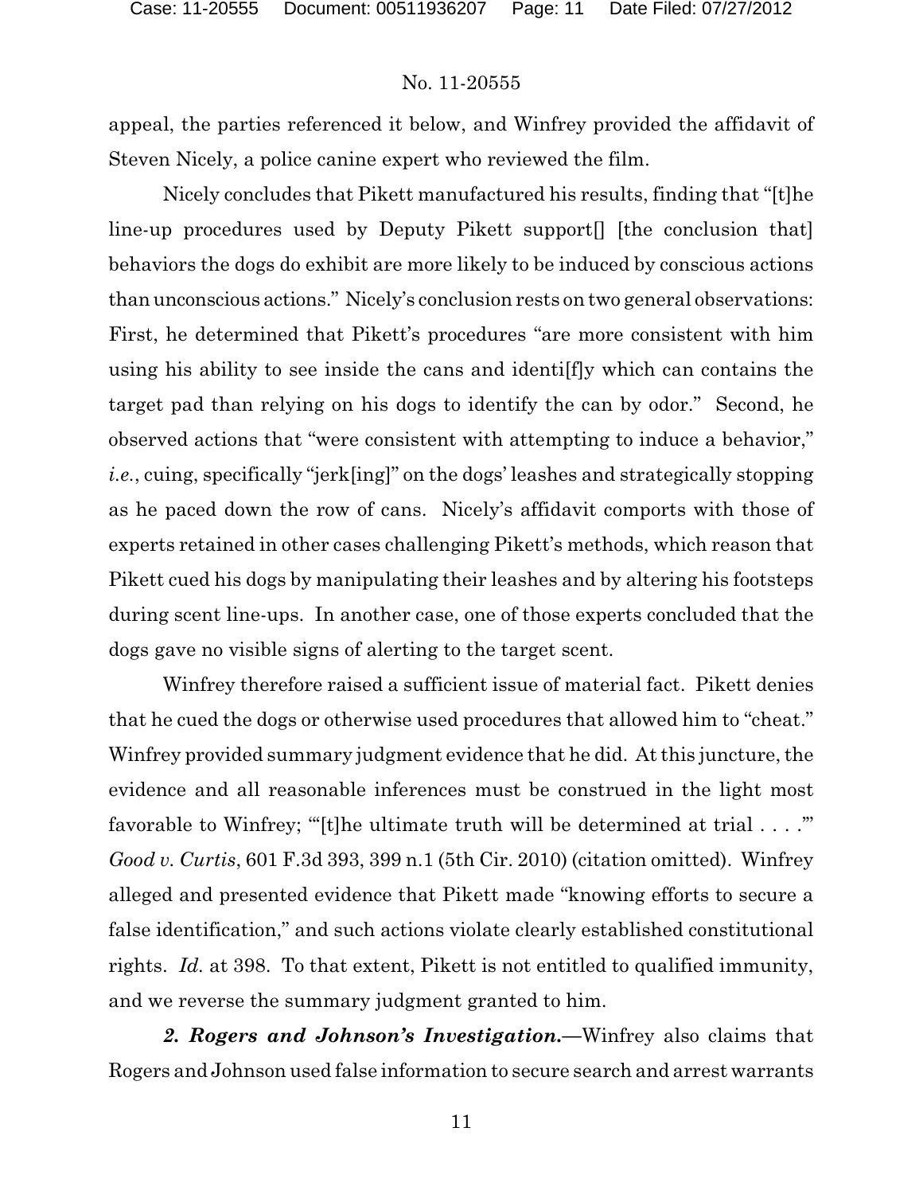appeal, the parties referenced it below, and Winfrey provided the affidavit of Steven Nicely, a police canine expert who reviewed the film.

Nicely concludes that Pikett manufactured his results, finding that "[t]he line-up procedures used by Deputy Pikett support[] [the conclusion that] behaviors the dogs do exhibit are more likely to be induced by conscious actions than unconscious actions." Nicely's conclusion rests on two general observations: First, he determined that Pikett's procedures "are more consistent with him using his ability to see inside the cans and identi[f]y which can contains the target pad than relying on his dogs to identify the can by odor." Second, he observed actions that "were consistent with attempting to induce a behavior," *i.e.*, cuing, specifically "jerk[ing]" on the dogs' leashes and strategically stopping as he paced down the row of cans. Nicely's affidavit comports with those of experts retained in other cases challenging Pikett's methods, which reason that Pikett cued his dogs by manipulating their leashes and by altering his footsteps during scent line-ups. In another case, one of those experts concluded that the dogs gave no visible signs of alerting to the target scent.

Winfrey therefore raised a sufficient issue of material fact. Pikett denies that he cued the dogs or otherwise used procedures that allowed him to "cheat." Winfrey provided summary judgment evidence that he did. At this juncture, the evidence and all reasonable inferences must be construed in the light most favorable to Winfrey; "'[t]he ultimate truth will be determined at trial . . . .'" *Good v. Curtis*, 601 F.3d 393, 399 n.1 (5th Cir. 2010) (citation omitted). Winfrey alleged and presented evidence that Pikett made "knowing efforts to secure a false identification," and such actions violate clearly established constitutional rights. *Id.* at 398. To that extent, Pikett is not entitled to qualified immunity, and we reverse the summary judgment granted to him.

***2. Rogers and Johnson's Investigation.***—Winfrey also claims that Rogers and Johnson used false information to secure search and arrest warrants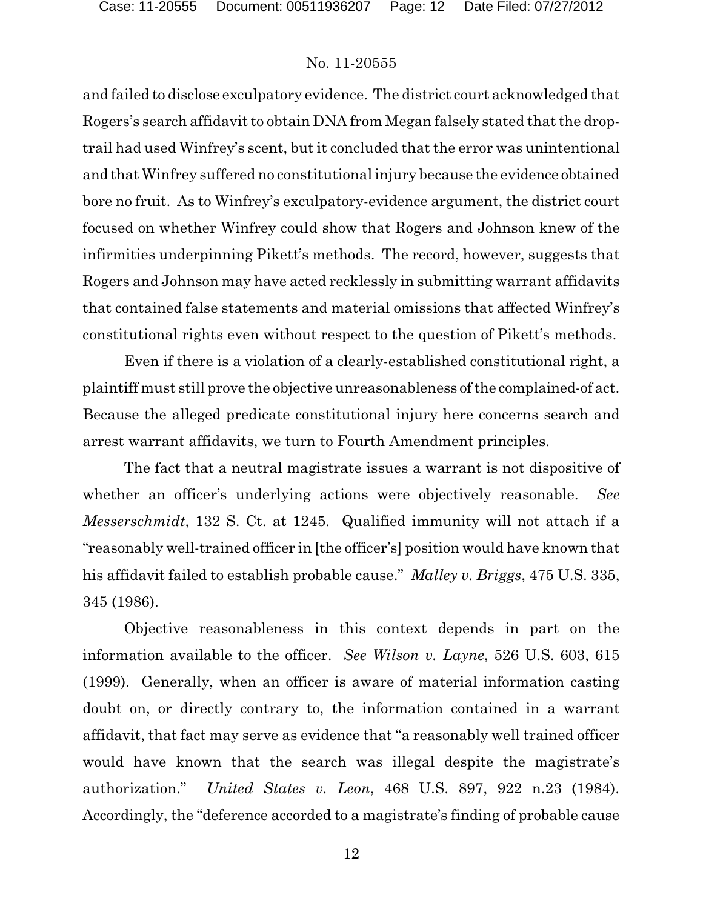and failed to disclose exculpatory evidence. The district court acknowledged that Rogers's search affidavit to obtain DNA from Megan falsely stated that the drop-trail had used Winfrey's scent, but it concluded that the error was unintentional and that Winfrey suffered no constitutional injury because the evidence obtained bore no fruit. As to Winfrey's exculpatory-evidence argument, the district court focused on whether Winfrey could show that Rogers and Johnson knew of the infirmities underpinning Pikett's methods. The record, however, suggests that Rogers and Johnson may have acted recklessly in submitting warrant affidavits that contained false statements and material omissions that affected Winfrey's constitutional rights even without respect to the question of Pikett's methods.

Even if there is a violation of a clearly-established constitutional right, a plaintiff must still prove the objective unreasonableness of the complained-of act. Because the alleged predicate constitutional injury here concerns search and arrest warrant affidavits, we turn to Fourth Amendment principles.

The fact that a neutral magistrate issues a warrant is not dispositive of whether an officer's underlying actions were objectively reasonable. *See Messerschmidt*, 132 S. Ct. at 1245. Qualified immunity will not attach if a "reasonably well-trained officer in [the officer's] position would have known that his affidavit failed to establish probable cause." *Malley v. Briggs*, 475 U.S. 335, 345 (1986).

Objective reasonableness in this context depends in part on the information available to the officer. *See Wilson v. Layne*, 526 U.S. 603, 615 (1999). Generally, when an officer is aware of material information casting doubt on, or directly contrary to, the information contained in a warrant affidavit, that fact may serve as evidence that "a reasonably well trained officer would have known that the search was illegal despite the magistrate's authorization." *United States v. Leon*, 468 U.S. 897, 922 n.23 (1984). Accordingly, the "deference accorded to a magistrate's finding of probable cause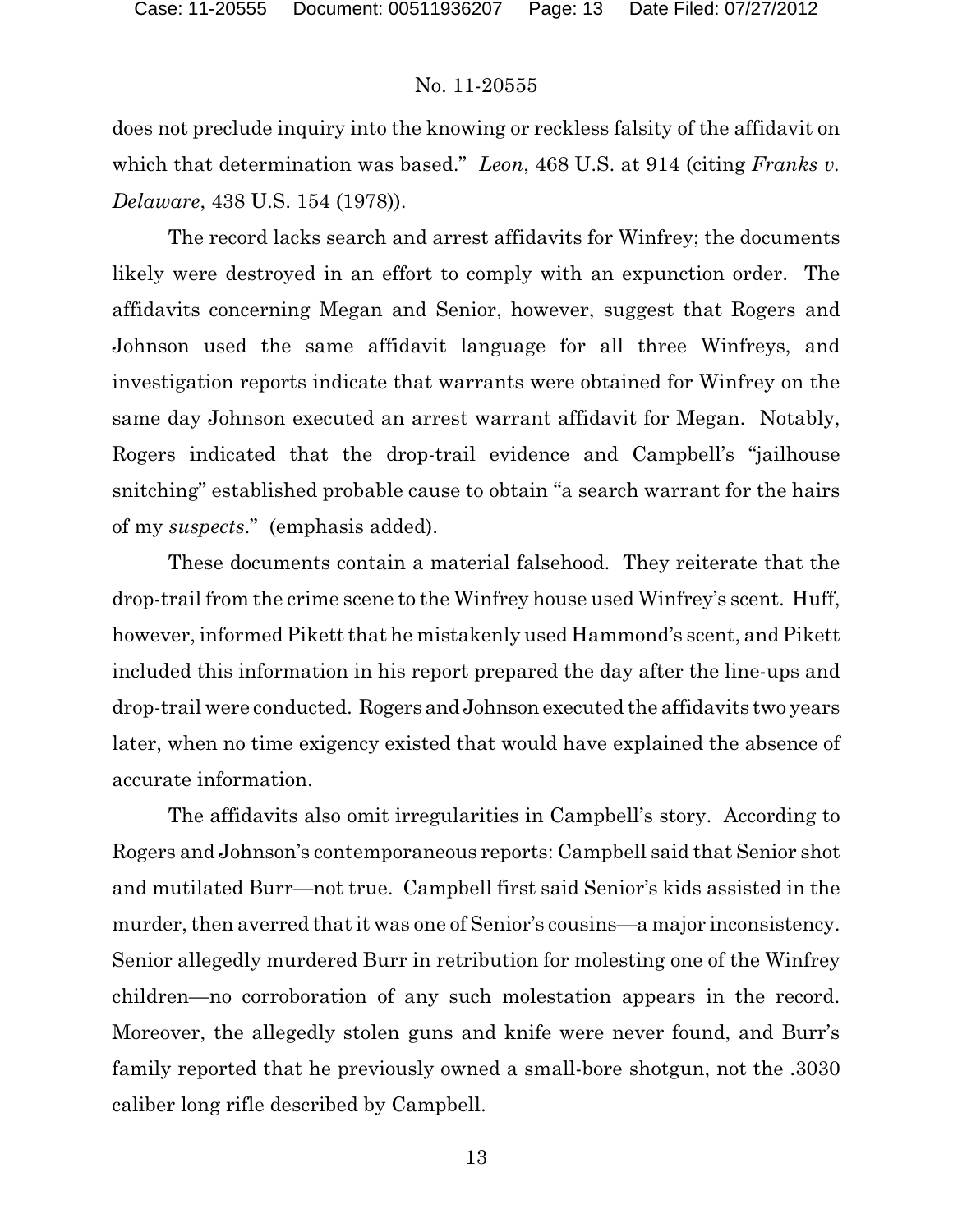does not preclude inquiry into the knowing or reckless falsity of the affidavit on which that determination was based." *Leon*, 468 U.S. at 914 (citing *Franks v. Delaware*, 438 U.S. 154 (1978)).

The record lacks search and arrest affidavits for Winfrey; the documents likely were destroyed in an effort to comply with an expunction order. The affidavits concerning Megan and Senior, however, suggest that Rogers and Johnson used the same affidavit language for all three Winfreys, and investigation reports indicate that warrants were obtained for Winfrey on the same day Johnson executed an arrest warrant affidavit for Megan. Notably, Rogers indicated that the drop-trail evidence and Campbell's "jailhouse snitching" established probable cause to obtain "a search warrant for the hairs of my *suspects*." (emphasis added).

These documents contain a material falsehood. They reiterate that the drop-trail from the crime scene to the Winfrey house used Winfrey's scent. Huff, however, informed Pikett that he mistakenly used Hammond's scent, and Pikett included this information in his report prepared the day after the line-ups and drop-trail were conducted. Rogers and Johnson executed the affidavits two years later, when no time exigency existed that would have explained the absence of accurate information.

The affidavits also omit irregularities in Campbell's story. According to Rogers and Johnson's contemporaneous reports: Campbell said that Senior shot and mutilated Burr—not true. Campbell first said Senior's kids assisted in the murder, then averred that it was one of Senior's cousins—a major inconsistency. Senior allegedly murdered Burr in retribution for molesting one of the Winfrey children—no corroboration of any such molestation appears in the record. Moreover, the allegedly stolen guns and knife were never found, and Burr's family reported that he previously owned a small-bore shotgun, not the .3030 caliber long rifle described by Campbell.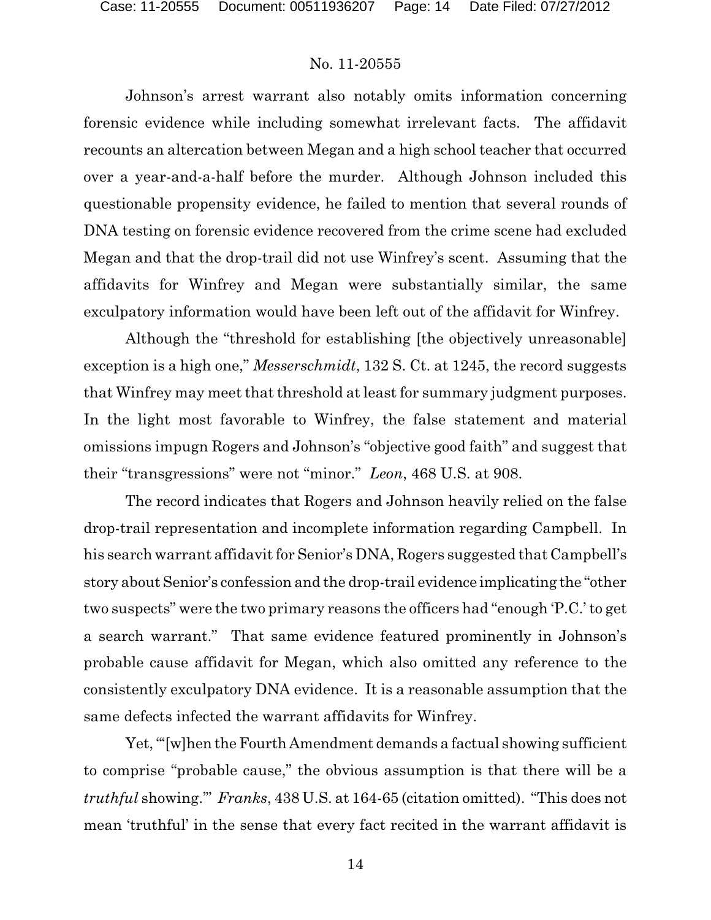Johnson's arrest warrant also notably omits information concerning forensic evidence while including somewhat irrelevant facts. The affidavit recounts an altercation between Megan and a high school teacher that occurred over a year-and-a-half before the murder. Although Johnson included this questionable propensity evidence, he failed to mention that several rounds of DNA testing on forensic evidence recovered from the crime scene had excluded Megan and that the drop-trail did not use Winfrey's scent. Assuming that the affidavits for Winfrey and Megan were substantially similar, the same exculpatory information would have been left out of the affidavit for Winfrey.

Although the "threshold for establishing [the objectively unreasonable] exception is a high one," *Messerschmidt*, 132 S. Ct. at 1245, the record suggests that Winfrey may meet that threshold at least for summary judgment purposes. In the light most favorable to Winfrey, the false statement and material omissions impugn Rogers and Johnson's "objective good faith" and suggest that their "transgressions" were not "minor." *Leon*, 468 U.S. at 908.

The record indicates that Rogers and Johnson heavily relied on the false drop-trail representation and incomplete information regarding Campbell. In his search warrant affidavit for Senior's DNA, Rogers suggested that Campbell's story about Senior's confession and the drop-trail evidence implicating the "other two suspects" were the two primary reasons the officers had "enough 'P.C.' to get a search warrant." That same evidence featured prominently in Johnson's probable cause affidavit for Megan, which also omitted any reference to the consistently exculpatory DNA evidence. It is a reasonable assumption that the same defects infected the warrant affidavits for Winfrey.

Yet, "'[w]hen the Fourth Amendment demands a factual showing sufficient to comprise "probable cause," the obvious assumption is that there will be a *truthful* showing.'" *Franks*, 438 U.S. at 164-65 (citation omitted). "This does not mean 'truthful' in the sense that every fact recited in the warrant affidavit is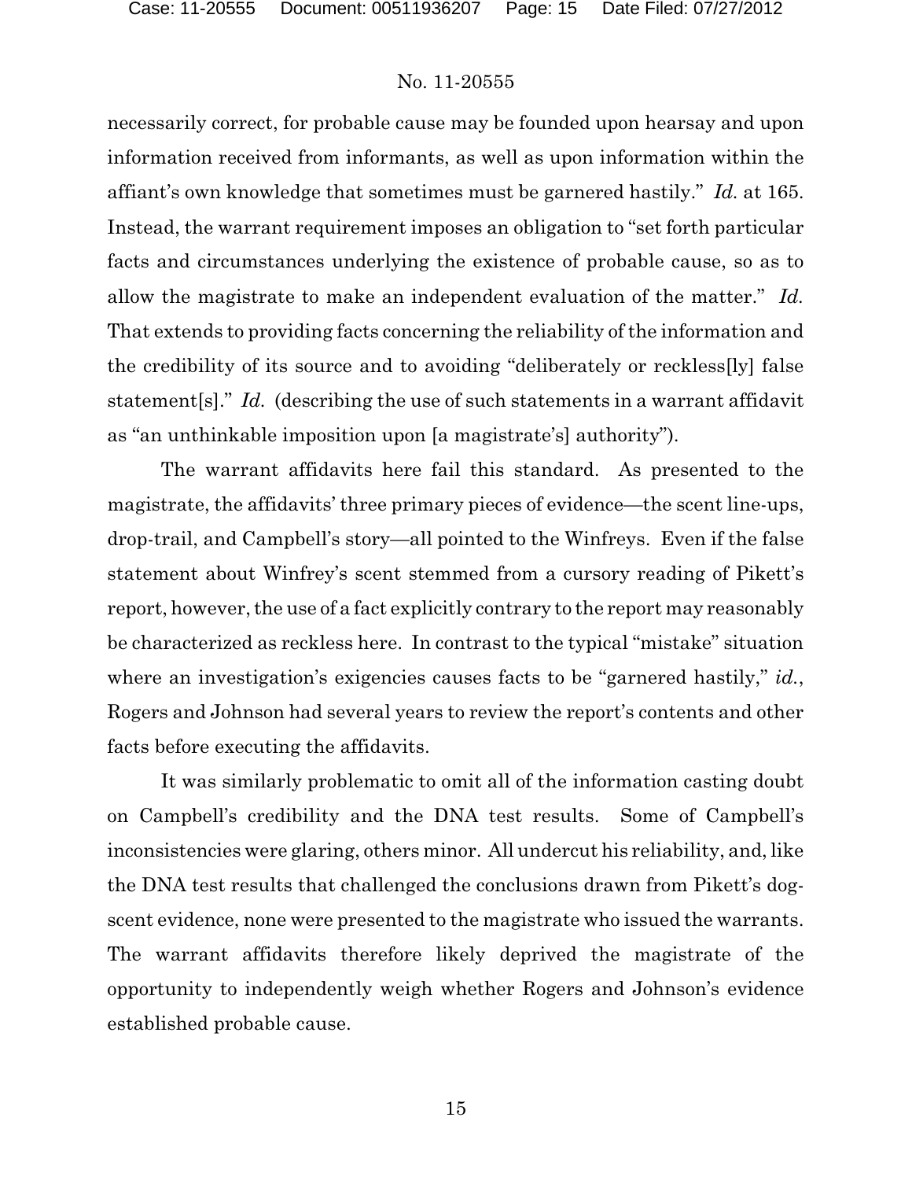necessarily correct, for probable cause may be founded upon hearsay and upon information received from informants, as well as upon information within the affiant's own knowledge that sometimes must be garnered hastily." *Id.* at 165. Instead, the warrant requirement imposes an obligation to "set forth particular facts and circumstances underlying the existence of probable cause, so as to allow the magistrate to make an independent evaluation of the matter." *Id.* That extends to providing facts concerning the reliability of the information and the credibility of its source and to avoiding "deliberately or reckless[ly] false statement[s]." *Id.* (describing the use of such statements in a warrant affidavit as "an unthinkable imposition upon [a magistrate's] authority").

The warrant affidavits here fail this standard. As presented to the magistrate, the affidavits' three primary pieces of evidence—the scent line-ups, drop-trail, and Campbell's story—all pointed to the Winfreys. Even if the false statement about Winfrey's scent stemmed from a cursory reading of Pikett's report, however, the use of a fact explicitly contrary to the report may reasonably be characterized as reckless here. In contrast to the typical "mistake" situation where an investigation's exigencies causes facts to be "garnered hastily," *id.*, Rogers and Johnson had several years to review the report's contents and other facts before executing the affidavits.

It was similarly problematic to omit all of the information casting doubt on Campbell's credibility and the DNA test results. Some of Campbell's inconsistencies were glaring, others minor. All undercut his reliability, and, like the DNA test results that challenged the conclusions drawn from Pikett's dog-scent evidence, none were presented to the magistrate who issued the warrants. The warrant affidavits therefore likely deprived the magistrate of the opportunity to independently weigh whether Rogers and Johnson's evidence established probable cause.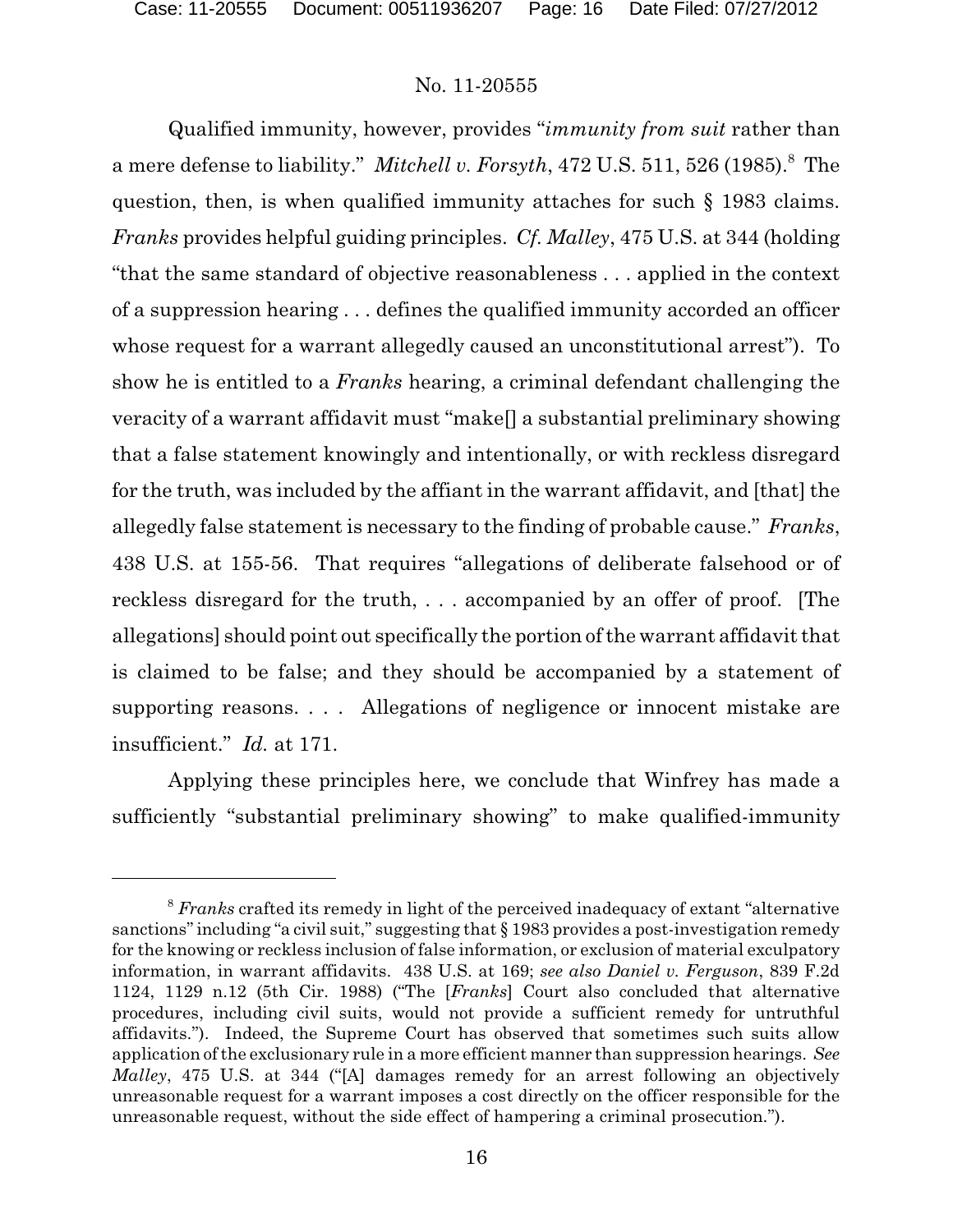Qualified immunity, however, provides "*immunity from suit* rather than a mere defense to liability." *Mitchell v. Forsyth*, 472 U.S. 511, 526 (1985).[8] The question, then, is when qualified immunity attaches for such § 1983 claims. *Franks* provides helpful guiding principles. *Cf. Malley*, 475 U.S. at 344 (holding "that the same standard of objective reasonableness . . . applied in the context of a suppression hearing . . . defines the qualified immunity accorded an officer whose request for a warrant allegedly caused an unconstitutional arrest"). To show he is entitled to a *Franks* hearing, a criminal defendant challenging the veracity of a warrant affidavit must "make[] a substantial preliminary showing that a false statement knowingly and intentionally, or with reckless disregard for the truth, was included by the affiant in the warrant affidavit, and [that] the allegedly false statement is necessary to the finding of probable cause." *Franks*, 438 U.S. at 155-56. That requires "allegations of deliberate falsehood or of reckless disregard for the truth, . . . accompanied by an offer of proof. [The allegations] should point out specifically the portion of the warrant affidavit that is claimed to be false; and they should be accompanied by a statement of supporting reasons. . . . Allegations of negligence or innocent mistake are insufficient." *Id.* at 171.

Applying these principles here, we conclude that Winfrey has made a sufficiently "substantial preliminary showing" to make qualified-immunity

---

[8] *Franks* crafted its remedy in light of the perceived inadequacy of extant "alternative sanctions" including "a civil suit," suggesting that § 1983 provides a post-investigation remedy for the knowing or reckless inclusion of false information, or exclusion of material exculpatory information, in warrant affidavits. 438 U.S. at 169; *see also Daniel v. Ferguson*, 839 F.2d 1124, 1129 n.12 (5th Cir. 1988) ("The [*Franks*] Court also concluded that alternative procedures, including civil suits, would not provide a sufficient remedy for untruthful affidavits."). Indeed, the Supreme Court has observed that sometimes such suits allow application of the exclusionary rule in a more efficient manner than suppression hearings. *See Malley*, 475 U.S. at 344 ("[A] damages remedy for an arrest following an objectively unreasonable request for a warrant imposes a cost directly on the officer responsible for the unreasonable request, without the side effect of hampering a criminal prosecution.").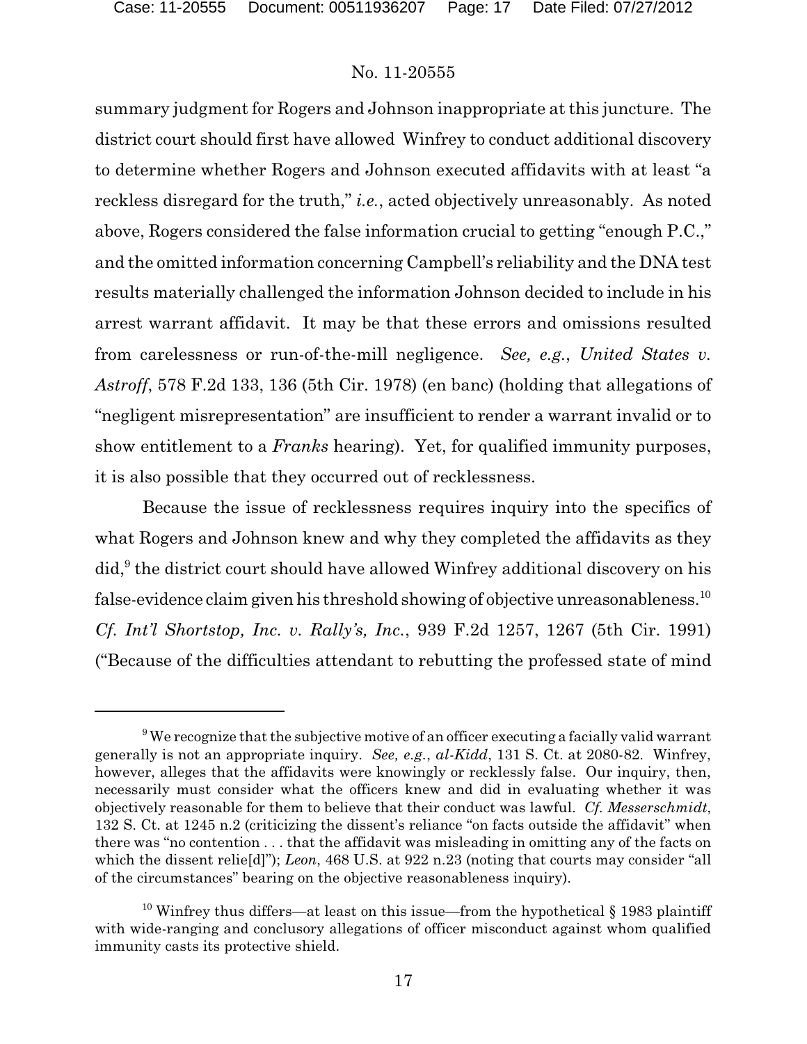summary judgment for Rogers and Johnson inappropriate at this juncture. The district court should first have allowed Winfrey to conduct additional discovery to determine whether Rogers and Johnson executed affidavits with at least "a reckless disregard for the truth," *i.e.*, acted objectively unreasonably. As noted above, Rogers considered the false information crucial to getting "enough P.C.," and the omitted information concerning Campbell's reliability and the DNA test results materially challenged the information Johnson decided to include in his arrest warrant affidavit. It may be that these errors and omissions resulted from carelessness or run-of-the-mill negligence. *See, e.g.*, *United States v. Astroff*, 578 F.2d 133, 136 (5th Cir. 1978) (en banc) (holding that allegations of "negligent misrepresentation" are insufficient to render a warrant invalid or to show entitlement to a *Franks* hearing). Yet, for qualified immunity purposes, it is also possible that they occurred out of recklessness.

Because the issue of recklessness requires inquiry into the specifics of what Rogers and Johnson knew and why they completed the affidavits as they did,[9] the district court should have allowed Winfrey additional discovery on his false-evidence claim given his threshold showing of objective unreasonableness.[10] *Cf. Int'l Shortstop, Inc. v. Rally's, Inc.*, 939 F.2d 1257, 1267 (5th Cir. 1991) ("Because of the difficulties attendant to rebutting the professed state of mind

---

[9] We recognize that the subjective motive of an officer executing a facially valid warrant generally is not an appropriate inquiry. *See, e.g.*, *al-Kidd*, 131 S. Ct. at 2080-82. Winfrey, however, alleges that the affidavits were knowingly or recklessly false. Our inquiry, then, necessarily must consider what the officers knew and did in evaluating whether it was objectively reasonable for them to believe that their conduct was lawful. *Cf. Messerschmidt*, 132 S. Ct. at 1245 n.2 (criticizing the dissent's reliance "on facts outside the affidavit" when there was "no contention . . . that the affidavit was misleading in omitting any of the facts on which the dissent relie[d]"); *Leon*, 468 U.S. at 922 n.23 (noting that courts may consider "all of the circumstances" bearing on the objective reasonableness inquiry).

[10] Winfrey thus differs—at least on this issue—from the hypothetical § 1983 plaintiff with wide-ranging and conclusory allegations of officer misconduct against whom qualified immunity casts its protective shield.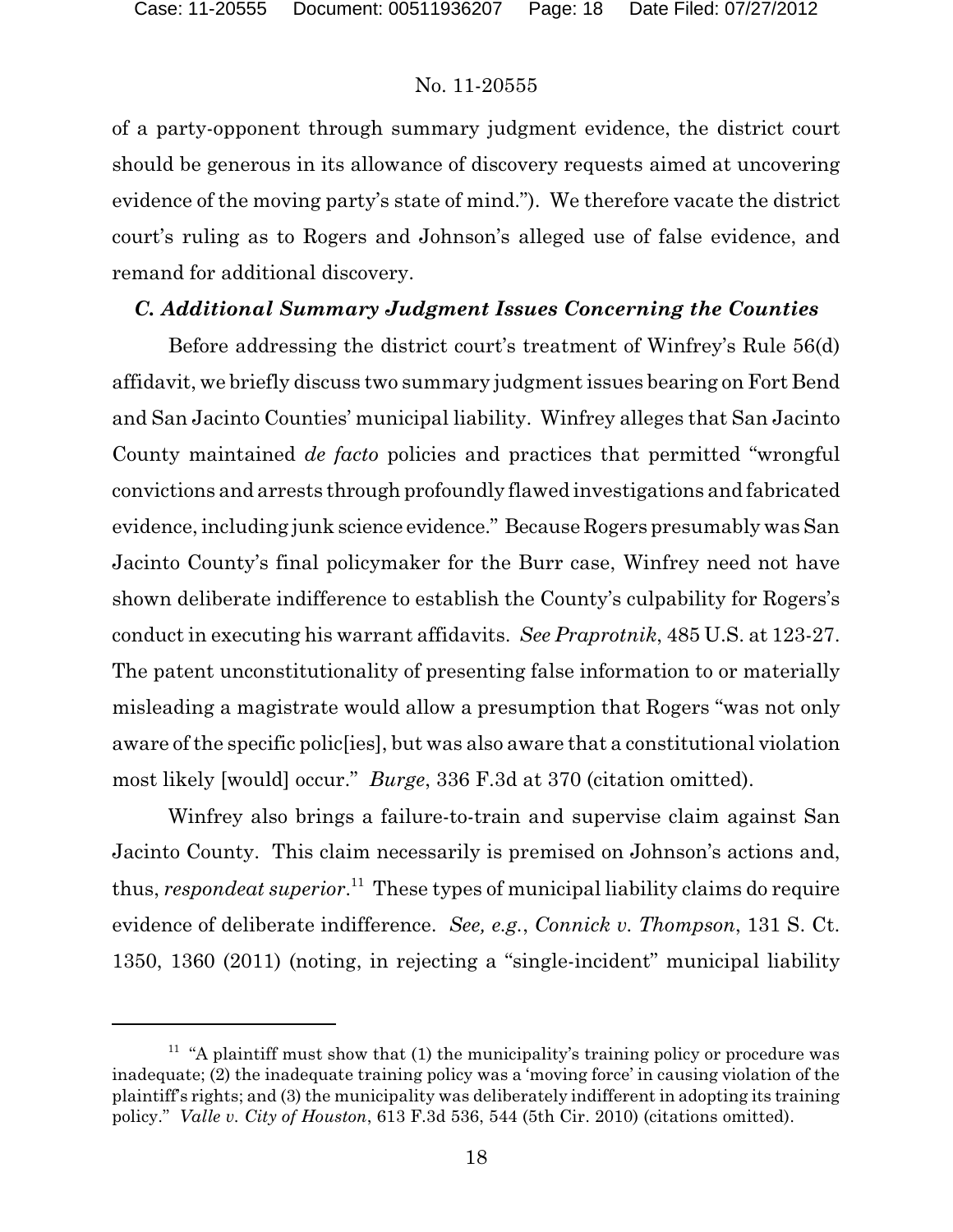of a party-opponent through summary judgment evidence, the district court should be generous in its allowance of discovery requests aimed at uncovering evidence of the moving party's state of mind."). We therefore vacate the district court's ruling as to Rogers and Johnson's alleged use of false evidence, and remand for additional discovery.

### *C. Additional Summary Judgment Issues Concerning the Counties*

Before addressing the district court's treatment of Winfrey's Rule 56(d) affidavit, we briefly discuss two summary judgment issues bearing on Fort Bend and San Jacinto Counties' municipal liability. Winfrey alleges that San Jacinto County maintained *de facto* policies and practices that permitted "wrongful convictions and arrests through profoundly flawed investigations and fabricated evidence, including junk science evidence." Because Rogers presumably was San Jacinto County's final policymaker for the Burr case, Winfrey need not have shown deliberate indifference to establish the County's culpability for Rogers's conduct in executing his warrant affidavits. *See Praprotnik*, 485 U.S. at 123-27. The patent unconstitutionality of presenting false information to or materially misleading a magistrate would allow a presumption that Rogers "was not only aware of the specific polic[ies], but was also aware that a constitutional violation most likely [would] occur." *Burge*, 336 F.3d at 370 (citation omitted).

Winfrey also brings a failure-to-train and supervise claim against San Jacinto County. This claim necessarily is premised on Johnson's actions and, thus, *respondeat superior*.[11] These types of municipal liability claims do require evidence of deliberate indifference. *See, e.g.*, *Connick v. Thompson*, 131 S. Ct. 1350, 1360 (2011) (noting, in rejecting a "single-incident" municipal liability

[11] "A plaintiff must show that (1) the municipality's training policy or procedure was inadequate; (2) the inadequate training policy was a 'moving force' in causing violation of the plaintiff's rights; and (3) the municipality was deliberately indifferent in adopting its training policy." *Valle v. City of Houston*, 613 F.3d 536, 544 (5th Cir. 2010) (citations omitted).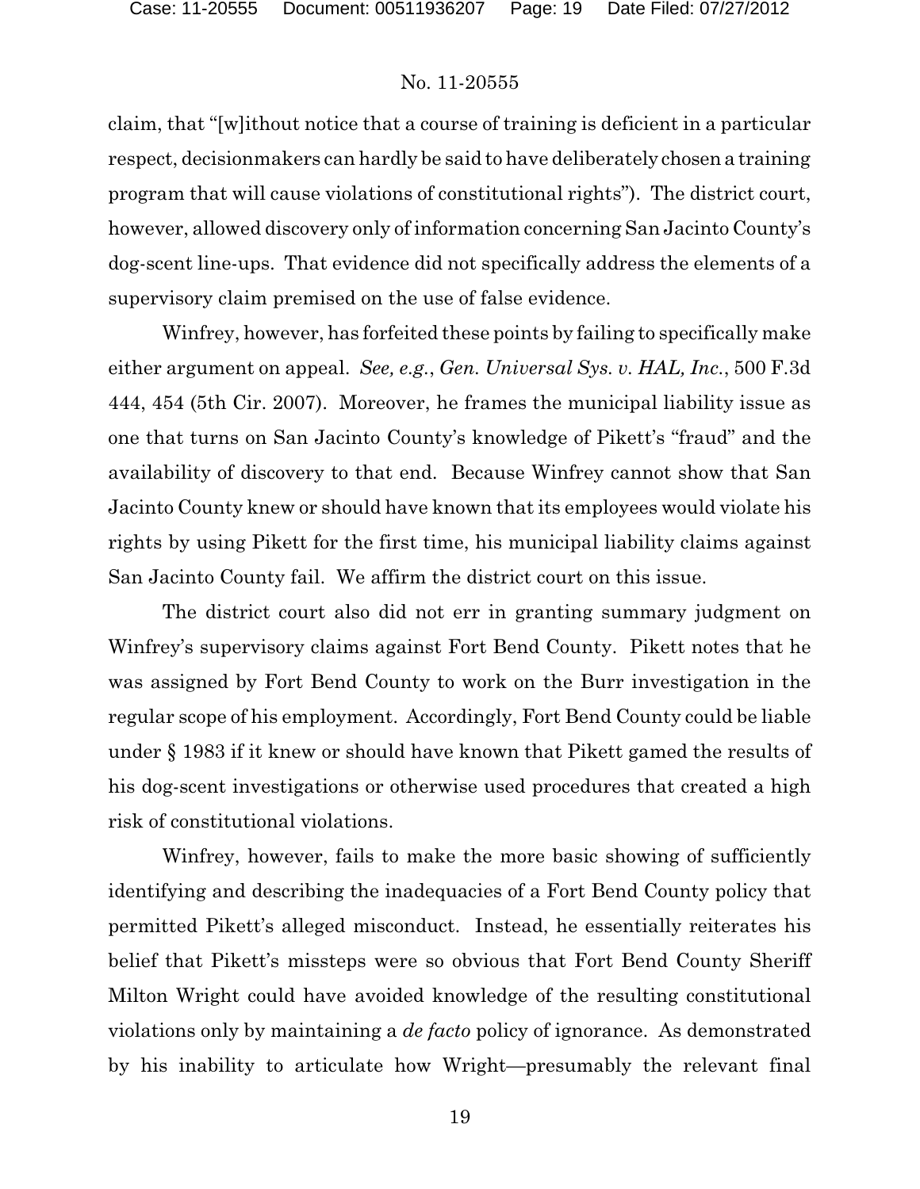claim, that "[w]ithout notice that a course of training is deficient in a particular respect, decisionmakers can hardly be said to have deliberately chosen a training program that will cause violations of constitutional rights"). The district court, however, allowed discovery only of information concerning San Jacinto County's dog-scent line-ups. That evidence did not specifically address the elements of a supervisory claim premised on the use of false evidence.

Winfrey, however, has forfeited these points by failing to specifically make either argument on appeal. *See, e.g.*, *Gen. Universal Sys. v. HAL, Inc.*, 500 F.3d 444, 454 (5th Cir. 2007). Moreover, he frames the municipal liability issue as one that turns on San Jacinto County's knowledge of Pikett's "fraud" and the availability of discovery to that end. Because Winfrey cannot show that San Jacinto County knew or should have known that its employees would violate his rights by using Pikett for the first time, his municipal liability claims against San Jacinto County fail. We affirm the district court on this issue.

The district court also did not err in granting summary judgment on Winfrey's supervisory claims against Fort Bend County. Pikett notes that he was assigned by Fort Bend County to work on the Burr investigation in the regular scope of his employment. Accordingly, Fort Bend County could be liable under § 1983 if it knew or should have known that Pikett gamed the results of his dog-scent investigations or otherwise used procedures that created a high risk of constitutional violations.

Winfrey, however, fails to make the more basic showing of sufficiently identifying and describing the inadequacies of a Fort Bend County policy that permitted Pikett's alleged misconduct. Instead, he essentially reiterates his belief that Pikett's missteps were so obvious that Fort Bend County Sheriff Milton Wright could have avoided knowledge of the resulting constitutional violations only by maintaining a *de facto* policy of ignorance. As demonstrated by his inability to articulate how Wright—presumably the relevant final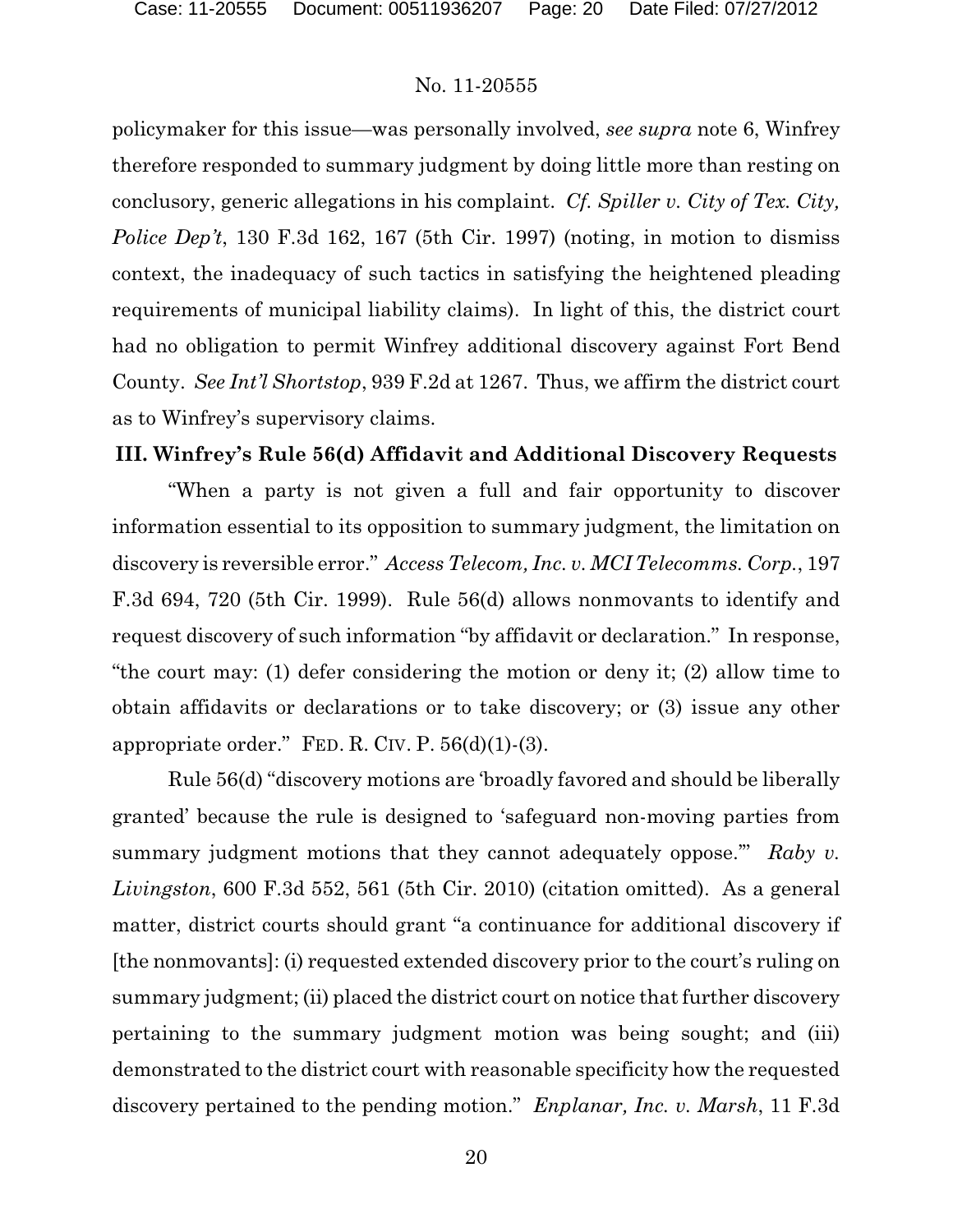policymaker for this issue—was personally involved, *see supra* note 6, Winfrey therefore responded to summary judgment by doing little more than resting on conclusory, generic allegations in his complaint. *Cf. Spiller v. City of Tex. City, Police Dep't*, 130 F.3d 162, 167 (5th Cir. 1997) (noting, in motion to dismiss context, the inadequacy of such tactics in satisfying the heightened pleading requirements of municipal liability claims). In light of this, the district court had no obligation to permit Winfrey additional discovery against Fort Bend County. *See Int'l Shortstop*, 939 F.2d at 1267. Thus, we affirm the district court as to Winfrey's supervisory claims.

## III. Winfrey's Rule 56(d) Affidavit and Additional Discovery Requests

"When a party is not given a full and fair opportunity to discover information essential to its opposition to summary judgment, the limitation on discovery is reversible error." *Access Telecom, Inc. v. MCI Telecomms. Corp.*, 197 F.3d 694, 720 (5th Cir. 1999). Rule 56(d) allows nonmovants to identify and request discovery of such information "by affidavit or declaration." In response, "the court may: (1) defer considering the motion or deny it; (2) allow time to obtain affidavits or declarations or to take discovery; or (3) issue any other appropriate order." FED. R. CIV. P. 56(d)(1)-(3).

Rule 56(d) "discovery motions are 'broadly favored and should be liberally granted' because the rule is designed to 'safeguard non-moving parties from summary judgment motions that they cannot adequately oppose.'" *Raby v. Livingston*, 600 F.3d 552, 561 (5th Cir. 2010) (citation omitted). As a general matter, district courts should grant "a continuance for additional discovery if [the nonmovants]: (i) requested extended discovery prior to the court's ruling on summary judgment; (ii) placed the district court on notice that further discovery pertaining to the summary judgment motion was being sought; and (iii) demonstrated to the district court with reasonable specificity how the requested discovery pertained to the pending motion." *Enplanar, Inc. v. Marsh*, 11 F.3d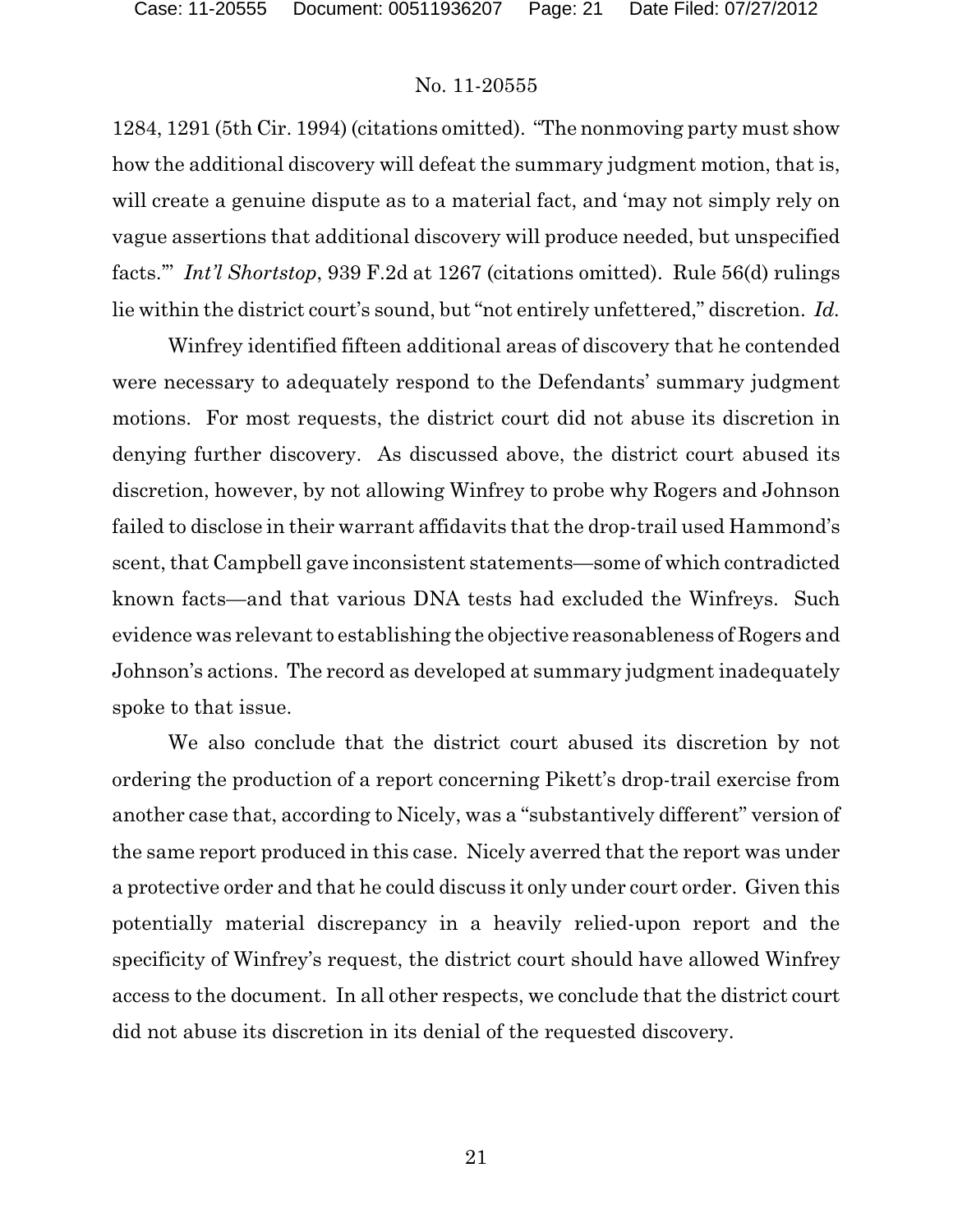1284, 1291 (5th Cir. 1994) (citations omitted). "The nonmoving party must show how the additional discovery will defeat the summary judgment motion, that is, will create a genuine dispute as to a material fact, and 'may not simply rely on vague assertions that additional discovery will produce needed, but unspecified facts.'" *Int'l Shortstop*, 939 F.2d at 1267 (citations omitted). Rule 56(d) rulings lie within the district court's sound, but "not entirely unfettered," discretion. *Id.*

Winfrey identified fifteen additional areas of discovery that he contended were necessary to adequately respond to the Defendants' summary judgment motions. For most requests, the district court did not abuse its discretion in denying further discovery. As discussed above, the district court abused its discretion, however, by not allowing Winfrey to probe why Rogers and Johnson failed to disclose in their warrant affidavits that the drop-trail used Hammond's scent, that Campbell gave inconsistent statements—some of which contradicted known facts—and that various DNA tests had excluded the Winfreys. Such evidence was relevant to establishing the objective reasonableness of Rogers and Johnson's actions. The record as developed at summary judgment inadequately spoke to that issue.

We also conclude that the district court abused its discretion by not ordering the production of a report concerning Pikett's drop-trail exercise from another case that, according to Nicely, was a "substantively different" version of the same report produced in this case. Nicely averred that the report was under a protective order and that he could discuss it only under court order. Given this potentially material discrepancy in a heavily relied-upon report and the specificity of Winfrey's request, the district court should have allowed Winfrey access to the document. In all other respects, we conclude that the district court did not abuse its discretion in its denial of the requested discovery.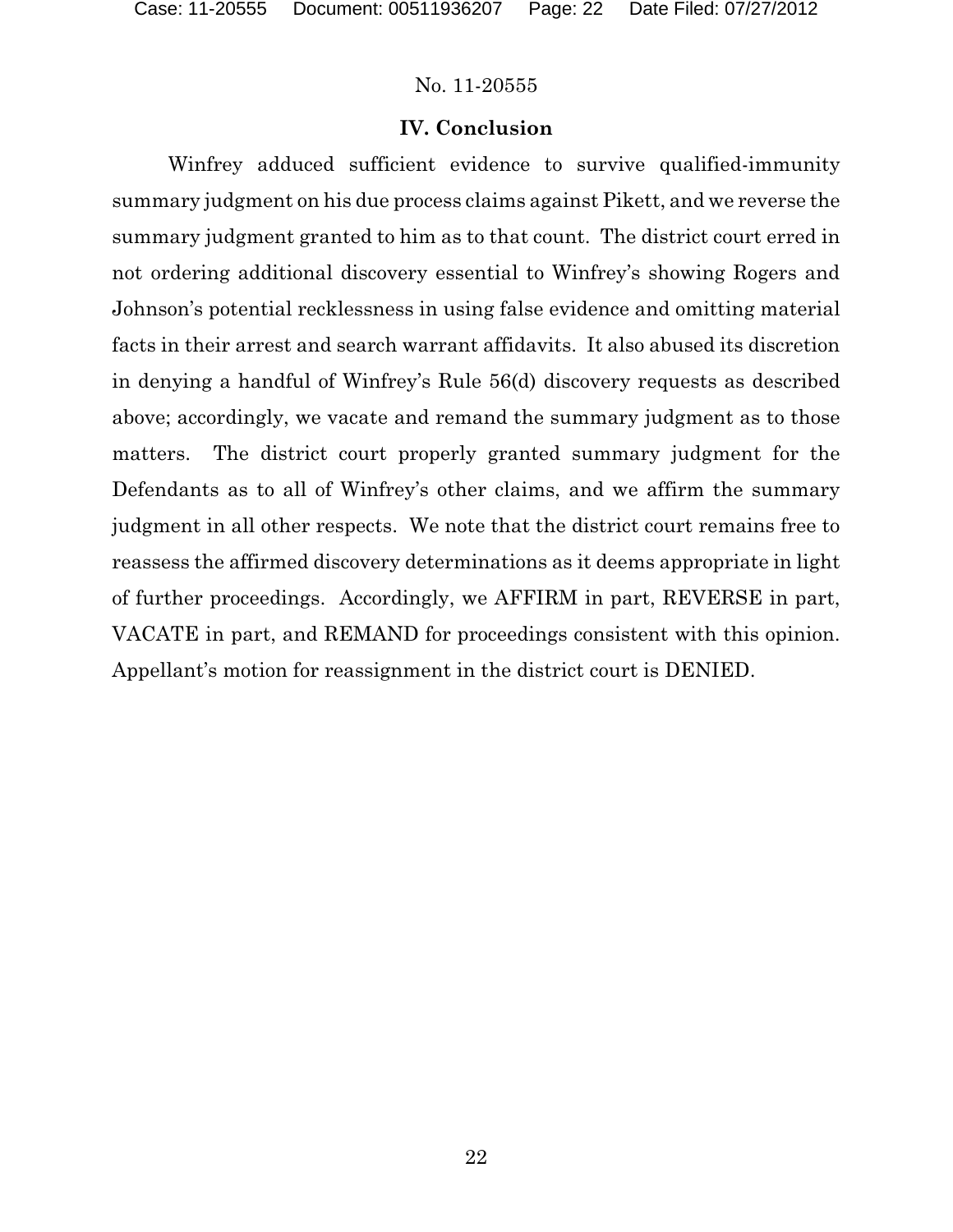## IV. Conclusion

Winfrey adduced sufficient evidence to survive qualified-immunity summary judgment on his due process claims against Pikett, and we reverse the summary judgment granted to him as to that count. The district court erred in not ordering additional discovery essential to Winfrey's showing Rogers and Johnson's potential recklessness in using false evidence and omitting material facts in their arrest and search warrant affidavits. It also abused its discretion in denying a handful of Winfrey's Rule 56(d) discovery requests as described above; accordingly, we vacate and remand the summary judgment as to those matters. The district court properly granted summary judgment for the Defendants as to all of Winfrey's other claims, and we affirm the summary judgment in all other respects. We note that the district court remains free to reassess the affirmed discovery determinations as it deems appropriate in light of further proceedings. Accordingly, we AFFIRM in part, REVERSE in part, VACATE in part, and REMAND for proceedings consistent with this opinion. Appellant's motion for reassignment in the district court is DENIED.